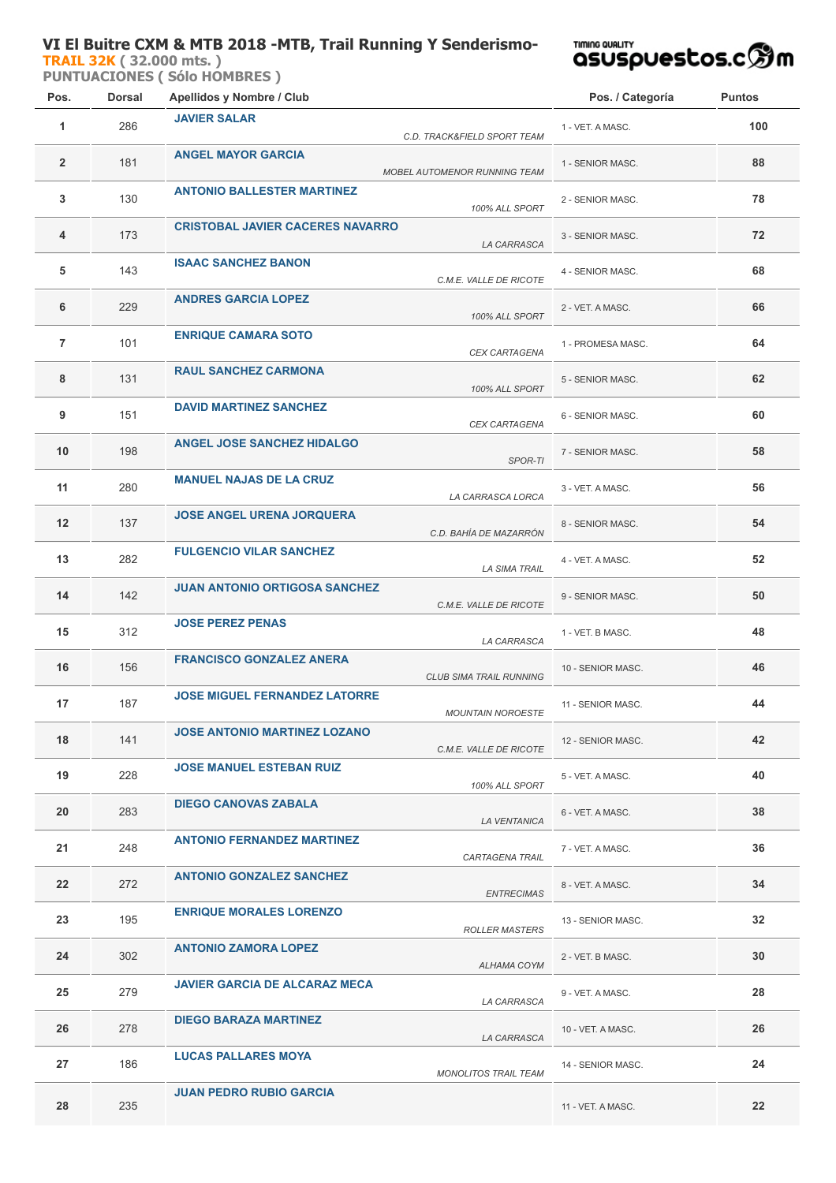# VI El Buitre CXM & MTB 2018 -MTB, Trail Running Y Senderismo-

**TRAIL 32K** ( 32.000 mts. )

**PUNTUACIONES ( Sólo HOMBRES )**

asuspuestos.com

| Pos. | Dorsal | Apellidos y Nombre / Club | Pos. / Categoría | Puntos |
|---|---|---|---|---|
| 1 | 286 | **JAVIER SALAR** *C.D. TRACK&FIELD SPORT TEAM* | 1 - VET. A MASC. | 100 |
| 2 | 181 | **ANGEL MAYOR GARCIA** *MOBEL AUTOMENOR RUNNING TEAM* | 1 - SENIOR MASC. | 88 |
| 3 | 130 | **ANTONIO BALLESTER MARTINEZ** *100% ALL SPORT* | 2 - SENIOR MASC. | 78 |
| 4 | 173 | **CRISTOBAL JAVIER CACERES NAVARRO** *LA CARRASCA* | 3 - SENIOR MASC. | 72 |
| 5 | 143 | **ISAAC SANCHEZ BANON** *C.M.E. VALLE DE RICOTE* | 4 - SENIOR MASC. | 68 |
| 6 | 229 | **ANDRES GARCIA LOPEZ** *100% ALL SPORT* | 2 - VET. A MASC. | 66 |
| 7 | 101 | **ENRIQUE CAMARA SOTO** *CEX CARTAGENA* | 1 - PROMESA MASC. | 64 |
| 8 | 131 | **RAUL SANCHEZ CARMONA** *100% ALL SPORT* | 5 - SENIOR MASC. | 62 |
| 9 | 151 | **DAVID MARTINEZ SANCHEZ** *CEX CARTAGENA* | 6 - SENIOR MASC. | 60 |
| 10 | 198 | **ANGEL JOSE SANCHEZ HIDALGO** *SPOR-TI* | 7 - SENIOR MASC. | 58 |
| 11 | 280 | **MANUEL NAJAS DE LA CRUZ** *LA CARRASCA LORCA* | 3 - VET. A MASC. | 56 |
| 12 | 137 | **JOSE ANGEL URENA JORQUERA** *C.D. BAHÍA DE MAZARRÓN* | 8 - SENIOR MASC. | 54 |
| 13 | 282 | **FULGENCIO VILAR SANCHEZ** *LA SIMA TRAIL* | 4 - VET. A MASC. | 52 |
| 14 | 142 | **JUAN ANTONIO ORTIGOSA SANCHEZ** *C.M.E. VALLE DE RICOTE* | 9 - SENIOR MASC. | 50 |
| 15 | 312 | **JOSE PEREZ PENAS** *LA CARRASCA* | 1 - VET. B MASC. | 48 |
| 16 | 156 | **FRANCISCO GONZALEZ ANERA** *CLUB SIMA TRAIL RUNNING* | 10 - SENIOR MASC. | 46 |
| 17 | 187 | **JOSE MIGUEL FERNANDEZ LATORRE** *MOUNTAIN NOROESTE* | 11 - SENIOR MASC. | 44 |
| 18 | 141 | **JOSE ANTONIO MARTINEZ LOZANO** *C.M.E. VALLE DE RICOTE* | 12 - SENIOR MASC. | 42 |
| 19 | 228 | **JOSE MANUEL ESTEBAN RUIZ** *100% ALL SPORT* | 5 - VET. A MASC. | 40 |
| 20 | 283 | **DIEGO CANOVAS ZABALA** *LA VENTANICA* | 6 - VET. A MASC. | 38 |
| 21 | 248 | **ANTONIO FERNANDEZ MARTINEZ** *CARTAGENA TRAIL* | 7 - VET. A MASC. | 36 |
| 22 | 272 | **ANTONIO GONZALEZ SANCHEZ** *ENTRECIMAS* | 8 - VET. A MASC. | 34 |
| 23 | 195 | **ENRIQUE MORALES LORENZO** *ROLLER MASTERS* | 13 - SENIOR MASC. | 32 |
| 24 | 302 | **ANTONIO ZAMORA LOPEZ** *ALHAMA COYM* | 2 - VET. B MASC. | 30 |
| 25 | 279 | **JAVIER GARCIA DE ALCARAZ MECA** *LA CARRASCA* | 9 - VET. A MASC. | 28 |
| 26 | 278 | **DIEGO BARAZA MARTINEZ** *LA CARRASCA* | 10 - VET. A MASC. | 26 |
| 27 | 186 | **LUCAS PALLARES MOYA** *MONOLITOS TRAIL TEAM* | 14 - SENIOR MASC. | 24 |
| 28 | 235 | **JUAN PEDRO RUBIO GARCIA** | 11 - VET. A MASC. | 22 |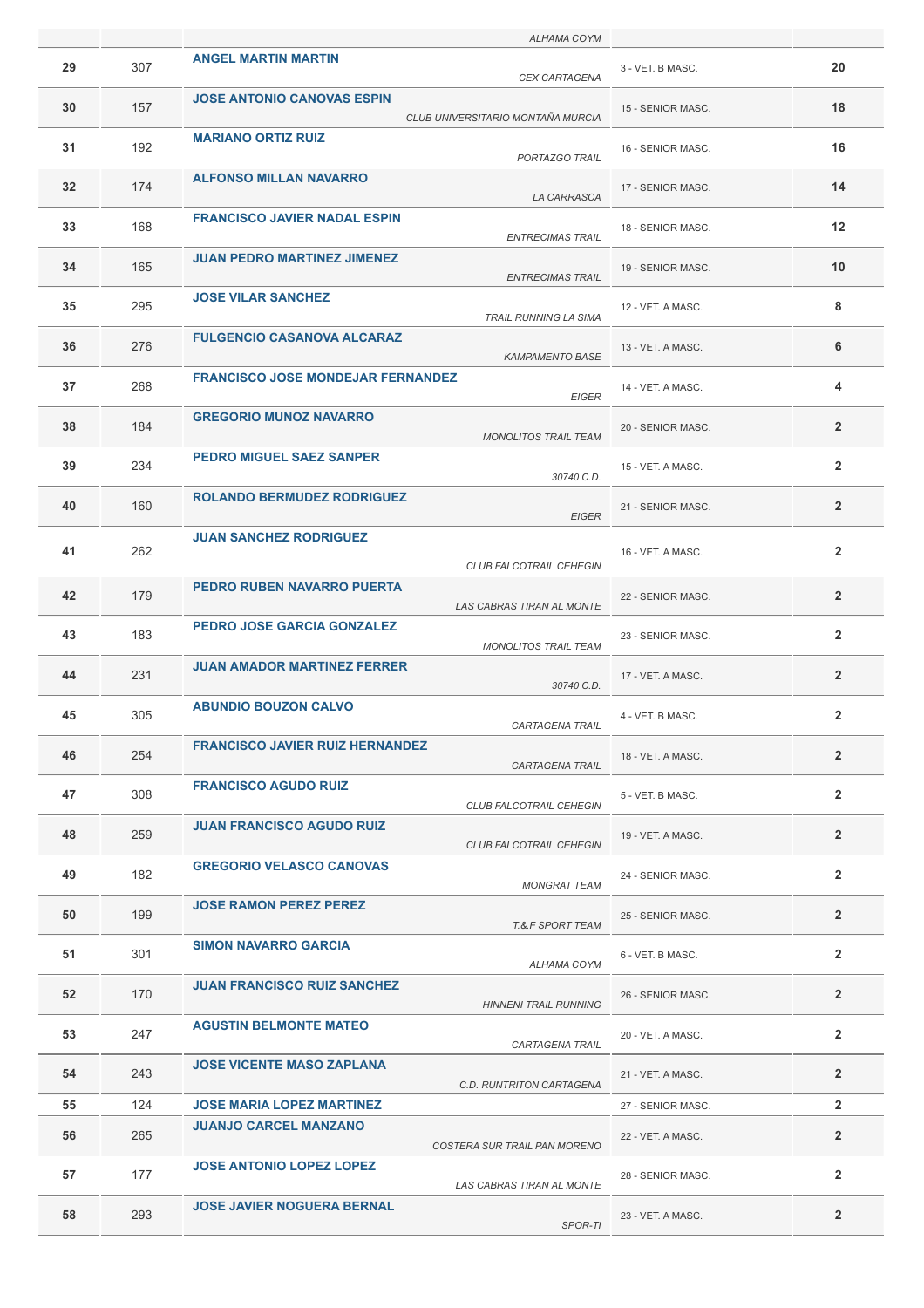| | | | | |
|---|---|---|---|---|
| | | ALHAMA COYM | | |
| 29 | 307 | **ANGEL MARTIN MARTIN** *CEX CARTAGENA* | 3 - VET. B MASC. | 20 |
| 30 | 157 | **JOSE ANTONIO CANOVAS ESPIN** *CLUB UNIVERSITARIO MONTAÑA MURCIA* | 15 - SENIOR MASC. | 18 |
| 31 | 192 | **MARIANO ORTIZ RUIZ** *PORTAZGO TRAIL* | 16 - SENIOR MASC. | 16 |
| 32 | 174 | **ALFONSO MILLAN NAVARRO** *LA CARRASCA* | 17 - SENIOR MASC. | 14 |
| 33 | 168 | **FRANCISCO JAVIER NADAL ESPIN** *ENTRECIMAS TRAIL* | 18 - SENIOR MASC. | 12 |
| 34 | 165 | **JUAN PEDRO MARTINEZ JIMENEZ** *ENTRECIMAS TRAIL* | 19 - SENIOR MASC. | 10 |
| 35 | 295 | **JOSE VILAR SANCHEZ** *TRAIL RUNNING LA SIMA* | 12 - VET. A MASC. | 8 |
| 36 | 276 | **FULGENCIO CASANOVA ALCARAZ** *KAMPAMENTO BASE* | 13 - VET. A MASC. | 6 |
| 37 | 268 | **FRANCISCO JOSE MONDEJAR FERNANDEZ** *EIGER* | 14 - VET. A MASC. | 4 |
| 38 | 184 | **GREGORIO MUNOZ NAVARRO** *MONOLITOS TRAIL TEAM* | 20 - SENIOR MASC. | 2 |
| 39 | 234 | **PEDRO MIGUEL SAEZ SANPER** *30740 C.D.* | 15 - VET. A MASC. | 2 |
| 40 | 160 | **ROLANDO BERMUDEZ RODRIGUEZ** *EIGER* | 21 - SENIOR MASC. | 2 |
| 41 | 262 | **JUAN SANCHEZ RODRIGUEZ** *CLUB FALCOTRAIL CEHEGIN* | 16 - VET. A MASC. | 2 |
| 42 | 179 | **PEDRO RUBEN NAVARRO PUERTA** *LAS CABRAS TIRAN AL MONTE* | 22 - SENIOR MASC. | 2 |
| 43 | 183 | **PEDRO JOSE GARCIA GONZALEZ** *MONOLITOS TRAIL TEAM* | 23 - SENIOR MASC. | 2 |
| 44 | 231 | **JUAN AMADOR MARTINEZ FERRER** *30740 C.D.* | 17 - VET. A MASC. | 2 |
| 45 | 305 | **ABUNDIO BOUZON CALVO** *CARTAGENA TRAIL* | 4 - VET. B MASC. | 2 |
| 46 | 254 | **FRANCISCO JAVIER RUIZ HERNANDEZ** *CARTAGENA TRAIL* | 18 - VET. A MASC. | 2 |
| 47 | 308 | **FRANCISCO AGUDO RUIZ** *CLUB FALCOTRAIL CEHEGIN* | 5 - VET. B MASC. | 2 |
| 48 | 259 | **JUAN FRANCISCO AGUDO RUIZ** *CLUB FALCOTRAIL CEHEGIN* | 19 - VET. A MASC. | 2 |
| 49 | 182 | **GREGORIO VELASCO CANOVAS** *MONGRAT TEAM* | 24 - SENIOR MASC. | 2 |
| 50 | 199 | **JOSE RAMON PEREZ PEREZ** *T.&.F SPORT TEAM* | 25 - SENIOR MASC. | 2 |
| 51 | 301 | **SIMON NAVARRO GARCIA** *ALHAMA COYM* | 6 - VET. B MASC. | 2 |
| 52 | 170 | **JUAN FRANCISCO RUIZ SANCHEZ** *HINNENI TRAIL RUNNING* | 26 - SENIOR MASC. | 2 |
| 53 | 247 | **AGUSTIN BELMONTE MATEO** *CARTAGENA TRAIL* | 20 - VET. A MASC. | 2 |
| 54 | 243 | **JOSE VICENTE MASO ZAPLANA** *C.D. RUNTRITON CARTAGENA* | 21 - VET. A MASC. | 2 |
| 55 | 124 | **JOSE MARIA LOPEZ MARTINEZ** | 27 - SENIOR MASC. | 2 |
| 56 | 265 | **JUANJO CARCEL MANZANO** *COSTERA SUR TRAIL PAN MORENO* | 22 - VET. A MASC. | 2 |
| 57 | 177 | **JOSE ANTONIO LOPEZ LOPEZ** *LAS CABRAS TIRAN AL MONTE* | 28 - SENIOR MASC. | 2 |
| 58 | 293 | **JOSE JAVIER NOGUERA BERNAL** *SPOR-TI* | 23 - VET. A MASC. | 2 |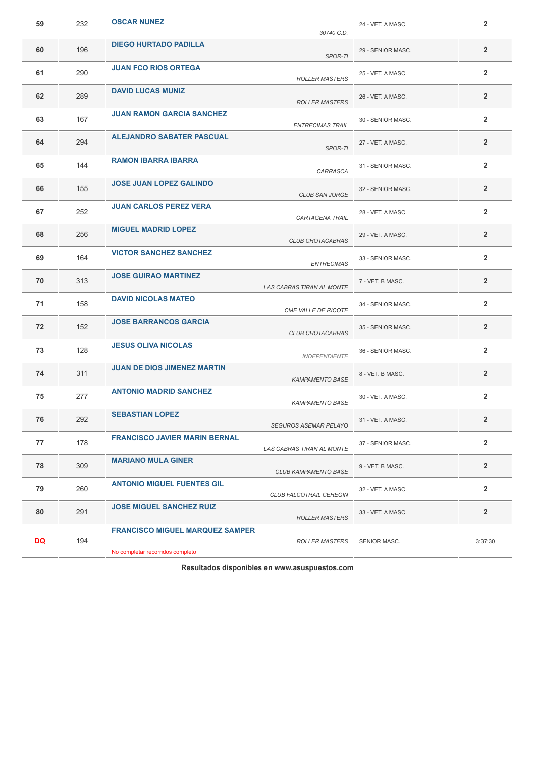| | | | | | |
|---|---|---|---|---|---|
| 59 | 232 | OSCAR NUNEZ | 30740 C.D. | 24 - VET. A MASC. | 2 |
| 60 | 196 | DIEGO HURTADO PADILLA | SPOR-TI | 29 - SENIOR MASC. | 2 |
| 61 | 290 | JUAN FCO RIOS ORTEGA | ROLLER MASTERS | 25 - VET. A MASC. | 2 |
| 62 | 289 | DAVID LUCAS MUNIZ | ROLLER MASTERS | 26 - VET. A MASC. | 2 |
| 63 | 167 | JUAN RAMON GARCIA SANCHEZ | ENTRECIMAS TRAIL | 30 - SENIOR MASC. | 2 |
| 64 | 294 | ALEJANDRO SABATER PASCUAL | SPOR-TI | 27 - VET. A MASC. | 2 |
| 65 | 144 | RAMON IBARRA IBARRA | CARRASCA | 31 - SENIOR MASC. | 2 |
| 66 | 155 | JOSE JUAN LOPEZ GALINDO | CLUB SAN JORGE | 32 - SENIOR MASC. | 2 |
| 67 | 252 | JUAN CARLOS PEREZ VERA | CARTAGENA TRAIL | 28 - VET. A MASC. | 2 |
| 68 | 256 | MIGUEL MADRID LOPEZ | CLUB CHOTACABRAS | 29 - VET. A MASC. | 2 |
| 69 | 164 | VICTOR SANCHEZ SANCHEZ | ENTRECIMAS | 33 - SENIOR MASC. | 2 |
| 70 | 313 | JOSE GUIRAO MARTINEZ | LAS CABRAS TIRAN AL MONTE | 7 - VET. B MASC. | 2 |
| 71 | 158 | DAVID NICOLAS MATEO | CME VALLE DE RICOTE | 34 - SENIOR MASC. | 2 |
| 72 | 152 | JOSE BARRANCOS GARCIA | CLUB CHOTACABRAS | 35 - SENIOR MASC. | 2 |
| 73 | 128 | JESUS OLIVA NICOLAS | INDEPENDIENTE | 36 - SENIOR MASC. | 2 |
| 74 | 311 | JUAN DE DIOS JIMENEZ MARTIN | KAMPAMENTO BASE | 8 - VET. B MASC. | 2 |
| 75 | 277 | ANTONIO MADRID SANCHEZ | KAMPAMENTO BASE | 30 - VET. A MASC. | 2 |
| 76 | 292 | SEBASTIAN LOPEZ | SEGUROS ASEMAR PELAYO | 31 - VET. A MASC. | 2 |
| 77 | 178 | FRANCISCO JAVIER MARIN BERNAL | LAS CABRAS TIRAN AL MONTE | 37 - SENIOR MASC. | 2 |
| 78 | 309 | MARIANO MULA GINER | CLUB KAMPAMENTO BASE | 9 - VET. B MASC. | 2 |
| 79 | 260 | ANTONIO MIGUEL FUENTES GIL | CLUB FALCOTRAIL CEHEGIN | 32 - VET. A MASC. | 2 |
| 80 | 291 | JOSE MIGUEL SANCHEZ RUIZ | ROLLER MASTERS | 33 - VET. A MASC. | 2 |
| DQ | 194 | FRANCISCO MIGUEL MARQUEZ SAMPER<br>No completar recorridos completo | ROLLER MASTERS | SENIOR MASC. | 3:37:30 |

**Resultados disponibles en www.asuspuestos.com**